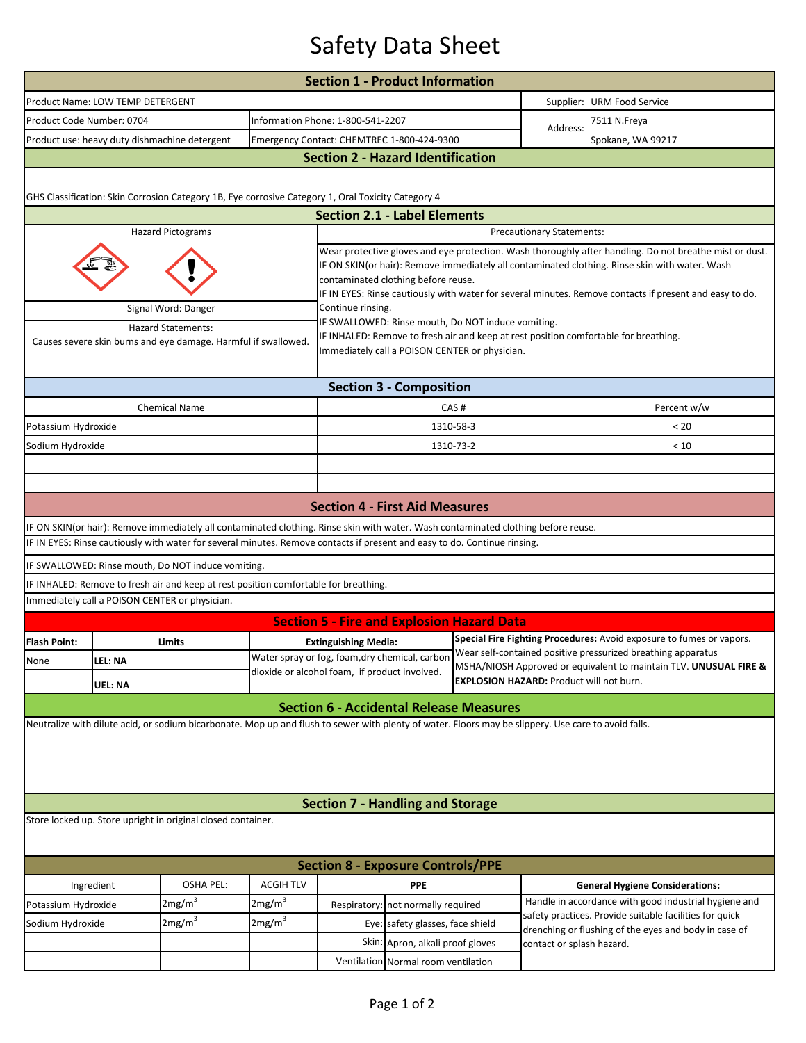# Safety Data Sheet

## Section 1 - Product Information

| | | | |
|---|---|---|---|
| Product Name: LOW TEMP DETERGENT | | Supplier: | URM Food Service |
| Product Code Number: 0704 | Information Phone: 1-800-541-2207 | Address: | 7511 N.Freya |
| Product use: heavy duty dishmachine detergent | Emergency Contact: CHEMTREC 1-800-424-9300 | | Spokane, WA 99217 |

## Section 2 - Hazard Identification

GHS Classification: Skin Corrosion Category 1B, Eye corrosive Category 1, Oral Toxicity Category 4

## Section 2.1 - Label Elements

**Hazard Pictograms**

Signal Word: Danger

Hazard Statements:
Causes severe skin burns and eye damage. Harmful if swallowed.

**Precautionary Statements:**

Wear protective gloves and eye protection. Wash thoroughly after handling. Do not breathe mist or dust.
IF ON SKIN(or hair): Remove immediately all contaminated clothing. Rinse skin with water. Wash contaminated clothing before reuse.
IF IN EYES: Rinse cautiously with water for several minutes. Remove contacts if present and easy to do. Continue rinsing.
IF SWALLOWED: Rinse mouth, Do NOT induce vomiting.
IF INHALED: Remove to fresh air and keep at rest position comfortable for breathing.
Immediately call a POISON CENTER or physician.

## Section 3 - Composition

| Chemical Name | CAS # | Percent w/w |
|---|---|---|
| Potassium Hydroxide | 1310-58-3 | < 20 |
| Sodium Hydroxide | 1310-73-2 | < 10 |
| | | |
| | | |

## Section 4 - First Aid Measures

IF ON SKIN(or hair): Remove immediately all contaminated clothing. Rinse skin with water. Wash contaminated clothing before reuse.

IF IN EYES: Rinse cautiously with water for several minutes. Remove contacts if present and easy to do. Continue rinsing.

IF SWALLOWED: Rinse mouth, Do NOT induce vomiting.

IF INHALED: Remove to fresh air and keep at rest position comfortable for breathing.

Immediately call a POISON CENTER or physician.

## Section 5 - Fire and Explosion Hazard Data

| **Flash Point:** | Limits | Extinguishing Media: | Special Fire Fighting Procedures |
|---|---|---|---|
| None | **LEL: NA** | Water spray or fog, foam,dry chemical, carbon dioxide or alcohol foam, if product involved. | **Special Fire Fighting Procedures:** Avoid exposure to fumes or vapors. Wear self-contained positive pressurized breathing apparatus MSHA/NIOSH Approved or equivalent to maintain TLV. **UNUSUAL FIRE & EXPLOSION HAZARD:** Product will not burn. |
| | **UEL: NA** | | |

## Section 6 - Accidental Release Measures

Neutralize with dilute acid, or sodium bicarbonate. Mop up and flush to sewer with plenty of water. Floors may be slippery. Use care to avoid falls.

## Section 7 - Handling and Storage

Store locked up. Store upright in original closed container.

## Section 8 - Exposure Controls/PPE

| Ingredient | OSHA PEL: | ACGIH TLV | PPE | | General Hygiene Considerations: |
|---|---|---|---|---|---|
| Potassium Hydroxide | $2mg/m^3$ | $2mg/m^3$ | Respiratory: | not normally required | Handle in accordance with good industrial hygiene and safety practices. Provide suitable facilities for quick drenching or flushing of the eyes and body in case of contact or splash hazard. |
| Sodium Hydroxide | $2mg/m^3$ | $2mg/m^3$ | Eye: | safety glasses, face shield | |
| | | | Skin: | Apron, alkali proof gloves | |
| | | | Ventilation | Normal room ventilation | |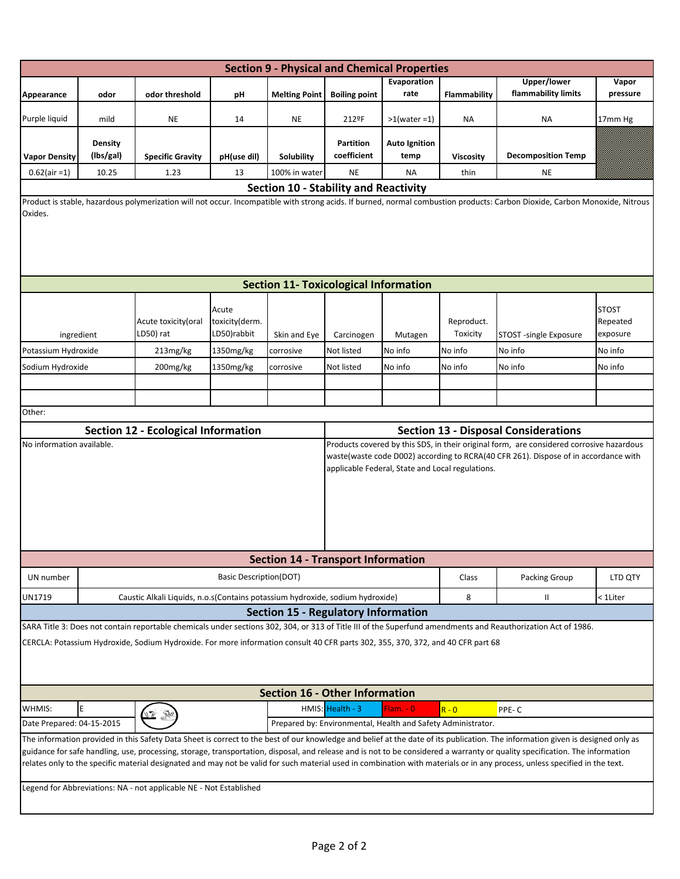## Section 9 - Physical and Chemical Properties

| Appearance | odor | odor threshold | pH | Melting Point | Boiling point | Evaporation rate | Flammability | Upper/lower flammability limits | Vapor pressure |
|---|---|---|---|---|---|---|---|---|---|
| Purple liquid | mild | NE | 14 | NE | 212ºF | >1(water =1) | NA | NA | 17mm Hg |
| **Vapor Density** | **Density (lbs/gal)** | **Specific Gravity** | **pH(use dil)** | **Solubility** | **Partition coefficient** | **Auto Ignition temp** | **Viscosity** | **Decomposition Temp** | |
| 0.62(air =1) | 10.25 | 1.23 | 13 | 100% in water | NE | NA | thin | NE | |

## Section 10 - Stability and Reactivity

Product is stable, hazardous polymerization will not occur. Incompatible with strong acids. If burned, normal combustion products: Carbon Dioxide, Carbon Monoxide, Nitrous Oxides.

## Section 11- Toxicological Information

| ingredient | Acute toxicity(oral LD50) rat | Acute toxicity(derm. LD50)rabbit | Skin and Eye | Carcinogen | Mutagen | Reproduct. Toxicity | STOST -single Exposure | STOST Repeated exposure |
|---|---|---|---|---|---|---|---|---|
| Potassium Hydroxide | 213mg/kg | 1350mg/kg | corrosive | Not listed | No info | No info | No info | No info |
| Sodium Hydroxide | 200mg/kg | 1350mg/kg | corrosive | Not listed | No info | No info | No info | No info |
| | | | | | | | | |
| | | | | | | | | |

Other:

## Section 12 - Ecological Information

No information available.

## Section 13 - Disposal Considerations

Products covered by this SDS, in their original form, are considered corrosive hazardous waste(waste code D002) according to RCRA(40 CFR 261). Dispose of in accordance with applicable Federal, State and Local regulations.

## Section 14 - Transport Information

| UN number | Basic Description(DOT) | Class | Packing Group | LTD QTY |
|---|---|---|---|---|
| UN1719 | Caustic Alkali Liquids, n.o.s(Contains potassium hydroxide, sodium hydroxide) | 8 | II | < 1Liter |

## Section 15 - Regulatory Information

SARA Title 3: Does not contain reportable chemicals under sections 302, 304, or 313 of Title III of the Superfund amendments and Reauthorization Act of 1986.

CERCLA: Potassium Hydroxide, Sodium Hydroxide. For more information consult 40 CFR parts 302, 355, 370, 372, and 40 CFR part 68

## Section 16 - Other Information

| | | | |
|---|---|---|---|
| WHMIS: | E | HMIS: Health - 3 / Flam. - 0 / R - 0 | PPE- C |
| Date Prepared: 04-15-2015 | | Prepared by: Environmental, Health and Safety Administrator. | |

The information provided in this Safety Data Sheet is correct to the best of our knowledge and belief at the date of its publication. The information given is designed only as guidance for safe handling, use, processing, storage, transportation, disposal, and release and is not to be considered a warranty or quality specification. The information relates only to the specific material designated and may not be valid for such material used in combination with materials or in any process, unless specified in the text.

Legend for Abbreviations: NA - not applicable NE - Not Established